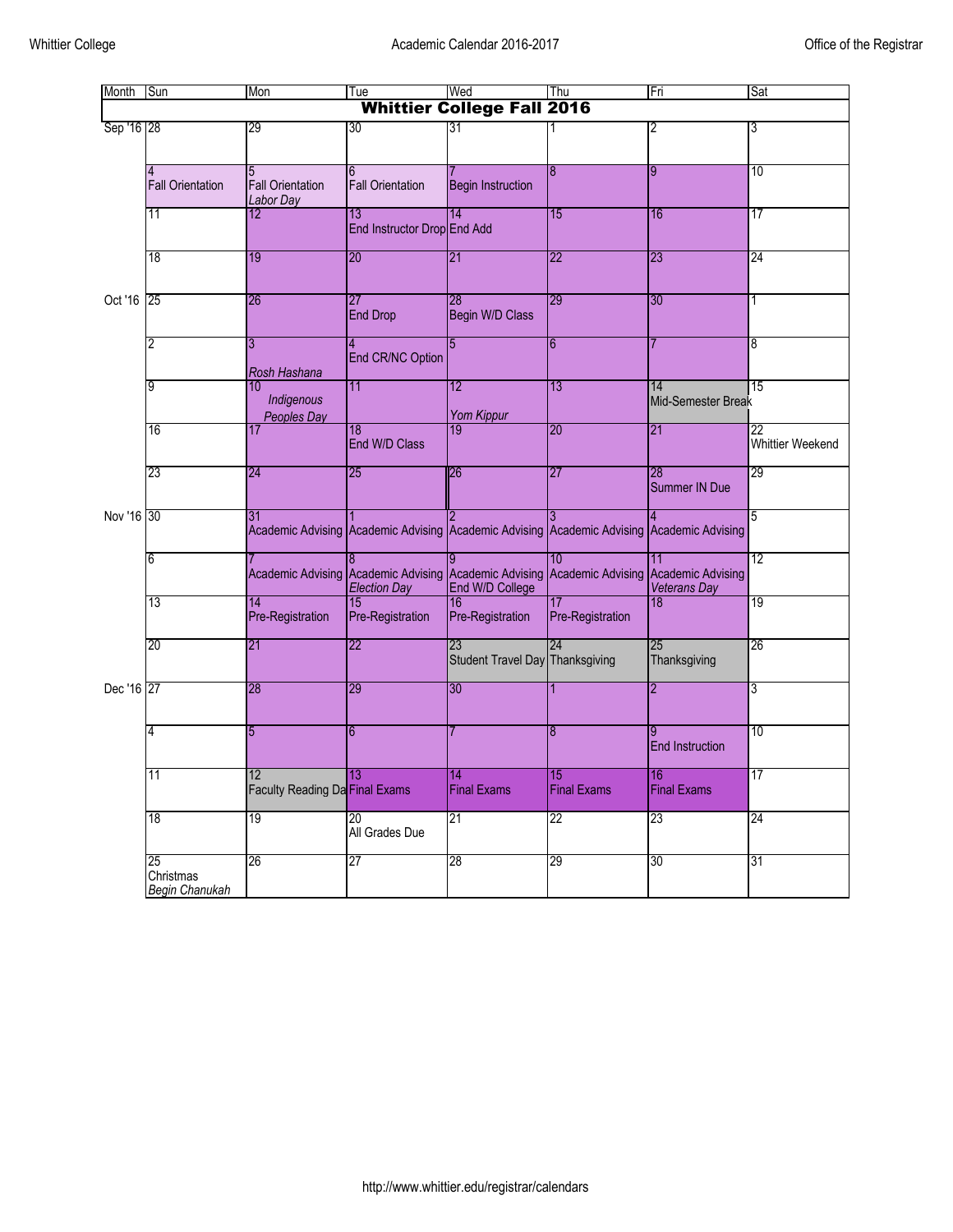Whittier College — Academic Calendar 2016-2017 — Office of the Registrar

| Month | Sun | Mon | Tue | Wed | Thu | Fri | Sat |
|---|---|---|---|---|---|---|---|
| **Whittier College Fall 2016** | | | | | | | |
| Sep '16 | 28 | 29 | 30 | 31 | 1 | 2 | 3 |
| | 4 Fall Orientation | 5 Fall Orientation *Labor Day* | 6 Fall Orientation | 7 Begin Instruction | 8 | 9 | 10 |
| | 11 | 12 | 13 End Instructor Drop | 14 End Add | 15 | 16 | 17 |
| | 18 | 19 | 20 | 21 | 22 | 23 | 24 |
| Oct '16 | 25 | 26 | 27 End Drop | 28 Begin W/D Class | 29 | 30 | 1 |
| | 2 | 3 *Rosh Hashana* | 4 End CR/NC Option | 5 | 6 | 7 | 8 |
| | 9 | 10 *Indigenous Peoples Day* | 11 | 12 *Yom Kippur* | 13 | 14 Mid-Semester Break | 15 |
| | 16 | 17 | 18 End W/D Class | 19 | 20 | 21 | 22 Whittier Weekend |
| | 23 | 24 | 25 | 26 | 27 | 28 Summer IN Due | 29 |
| Nov '16 | 30 | 31 Academic Advising | 1 Academic Advising | 2 Academic Advising | 3 Academic Advising | 4 Academic Advising | 5 |
| | 6 | 7 Academic Advising | 8 Academic Advising *Election Day* | 9 Academic Advising End W/D College | 10 Academic Advising | 11 Academic Advising *Veterans Day* | 12 |
| | 13 | 14 Pre-Registration | 15 Pre-Registration | 16 Pre-Registration | 17 Pre-Registration | 18 | 19 |
| | 20 | 21 | 22 | 23 Student Travel Day | 24 Thanksgiving | 25 Thanksgiving | 26 |
| Dec '16 | 27 | 28 | 29 | 30 | 1 | 2 | 3 |
| | 4 | 5 | 6 | 7 | 8 | 9 End Instruction | 10 |
| | 11 | 12 Faculty Reading Da | 13 Final Exams | 14 Final Exams | 15 Final Exams | 16 Final Exams | 17 |
| | 18 | 19 | 20 All Grades Due | 21 | 22 | 23 | 24 |
| | 25 Christmas *Begin Chanukah* | 26 | 27 | 28 | 29 | 30 | 31 |

http://www.whittier.edu/registrar/calendars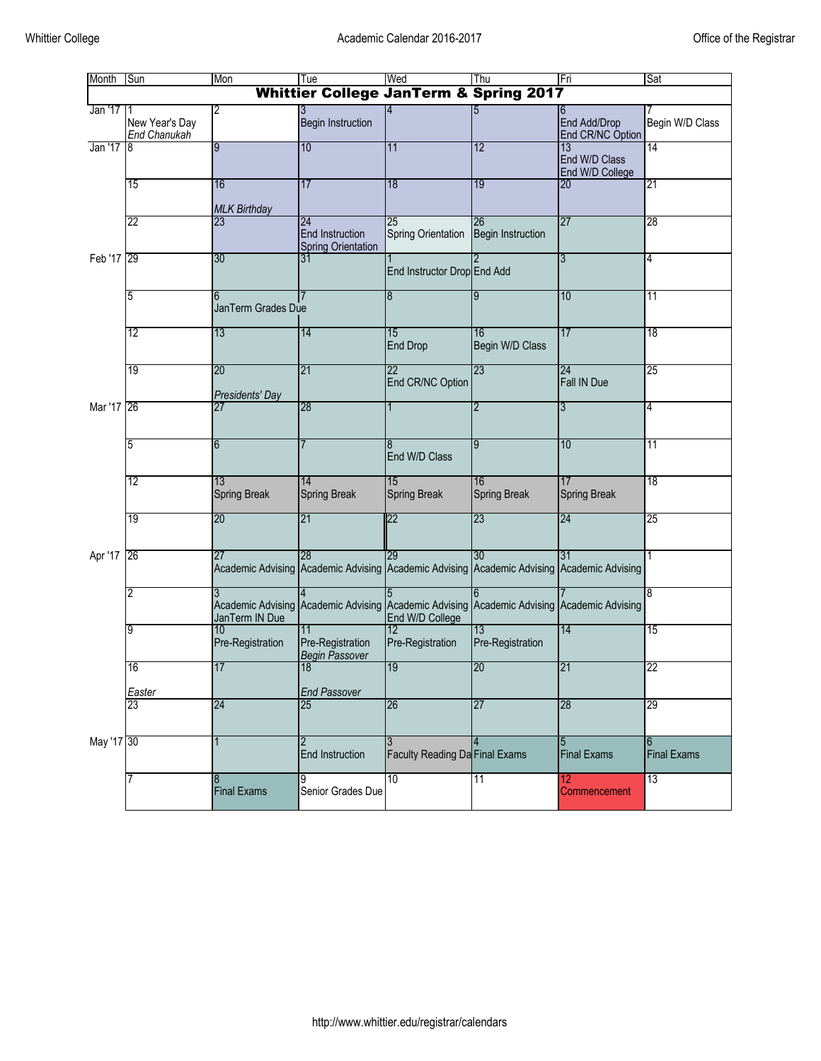| Month | Sun | Mon | Tue | Wed | Thu | Fri | Sat |
|---|---|---|---|---|---|---|---|
| **Whittier College JanTerm & Spring 2017** | | | | | | | |
| Jan '17 | 1 New Year's Day *End Chanukah* | 2 | 3 Begin Instruction | 4 | 5 | 6 End Add/Drop End CR/NC Option | 7 Begin W/D Class |
| Jan '17 | 8 | 9 | 10 | 11 | 12 | 13 End W/D Class End W/D College | 14 |
| | 15 | 16 *MLK Birthday* | 17 | 18 | 19 | 20 | 21 |
| | 22 | 23 | 24 End Instruction Spring Orientation | 25 Spring Orientation | 26 Begin Instruction | 27 | 28 |
| Feb '17 | 29 | 30 | 31 | 1 End Instructor Drop | 2 End Add | 3 | 4 |
| | 5 | 6 JanTerm Grades Due | 7 | 8 | 9 | 10 | 11 |
| | 12 | 13 | 14 | 15 End Drop | 16 Begin W/D Class | 17 | 18 |
| | 19 | 20 *Presidents' Day* | 21 | 22 End CR/NC Option | 23 | 24 Fall IN Due | 25 |
| Mar '17 | 26 | 27 | 28 | 1 | 2 | 3 | 4 |
| | 5 | 6 | 7 | 8 End W/D Class | 9 | 10 | 11 |
| | 12 | 13 Spring Break | 14 Spring Break | 15 Spring Break | 16 Spring Break | 17 Spring Break | 18 |
| | 19 | 20 | 21 | 22 | 23 | 24 | 25 |
| Apr '17 | 26 | 27 Academic Advising | 28 Academic Advising | 29 Academic Advising | 30 Academic Advising | 31 Academic Advising | 1 |
| | 2 | 3 Academic Advising JanTerm IN Due | 4 Academic Advising | 5 Academic Advising End W/D College | 6 Academic Advising | 7 Academic Advising | 8 |
| | 9 | 10 Pre-Registration | 11 Pre-Registration *Begin Passover* | 12 Pre-Registration | 13 Pre-Registration | 14 | 15 |
| | 16 *Easter* | 17 | 18 *End Passover* | 19 | 20 | 21 | 22 |
| | 23 | 24 | 25 | 26 | 27 | 28 | 29 |
| May '17 | 30 | 1 | 2 End Instruction | 3 Faculty Reading Da | 4 Final Exams | 5 Final Exams | 6 Final Exams |
| | 7 | 8 Final Exams | 9 Senior Grades Due | 10 | 11 | 12 Commencement | 13 |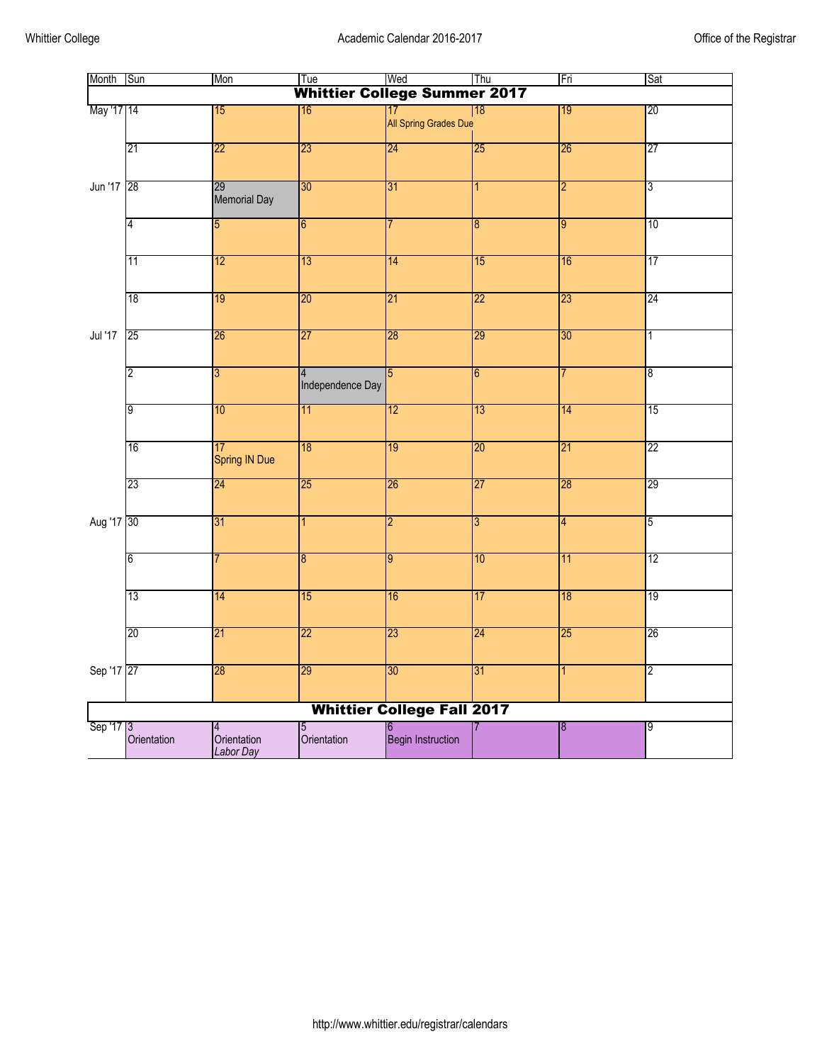| Month | Sun | Mon | Tue | Wed | Thu | Fri | Sat |
|---|---|---|---|---|---|---|---|
| **Whittier College Summer 2017** | | | | | | | |
| May '17 | 14 | 15 | 16 | 17 All Spring Grades Due | 18 | 19 | 20 |
| | 21 | 22 | 23 | 24 | 25 | 26 | 27 |
| Jun '17 | 28 | 29 Memorial Day | 30 | 31 | 1 | 2 | 3 |
| | 4 | 5 | 6 | 7 | 8 | 9 | 10 |
| | 11 | 12 | 13 | 14 | 15 | 16 | 17 |
| | 18 | 19 | 20 | 21 | 22 | 23 | 24 |
| Jul '17 | 25 | 26 | 27 | 28 | 29 | 30 | 1 |
| | 2 | 3 | 4 Independence Day | 5 | 6 | 7 | 8 |
| | 9 | 10 | 11 | 12 | 13 | 14 | 15 |
| | 16 | 17 Spring IN Due | 18 | 19 | 20 | 21 | 22 |
| | 23 | 24 | 25 | 26 | 27 | 28 | 29 |
| Aug '17 | 30 | 31 | 1 | 2 | 3 | 4 | 5 |
| | 6 | 7 | 8 | 9 | 10 | 11 | 12 |
| | 13 | 14 | 15 | 16 | 17 | 18 | 19 |
| | 20 | 21 | 22 | 23 | 24 | 25 | 26 |
| Sep '17 | 27 | 28 | 29 | 30 | 31 | 1 | 2 |
| **Whittier College Fall 2017** | | | | | | | |
| Sep '17 | 3 Orientation | 4 Orientation *Labor Day* | 5 Orientation | 6 Begin Instruction | 7 | 8 | 9 |